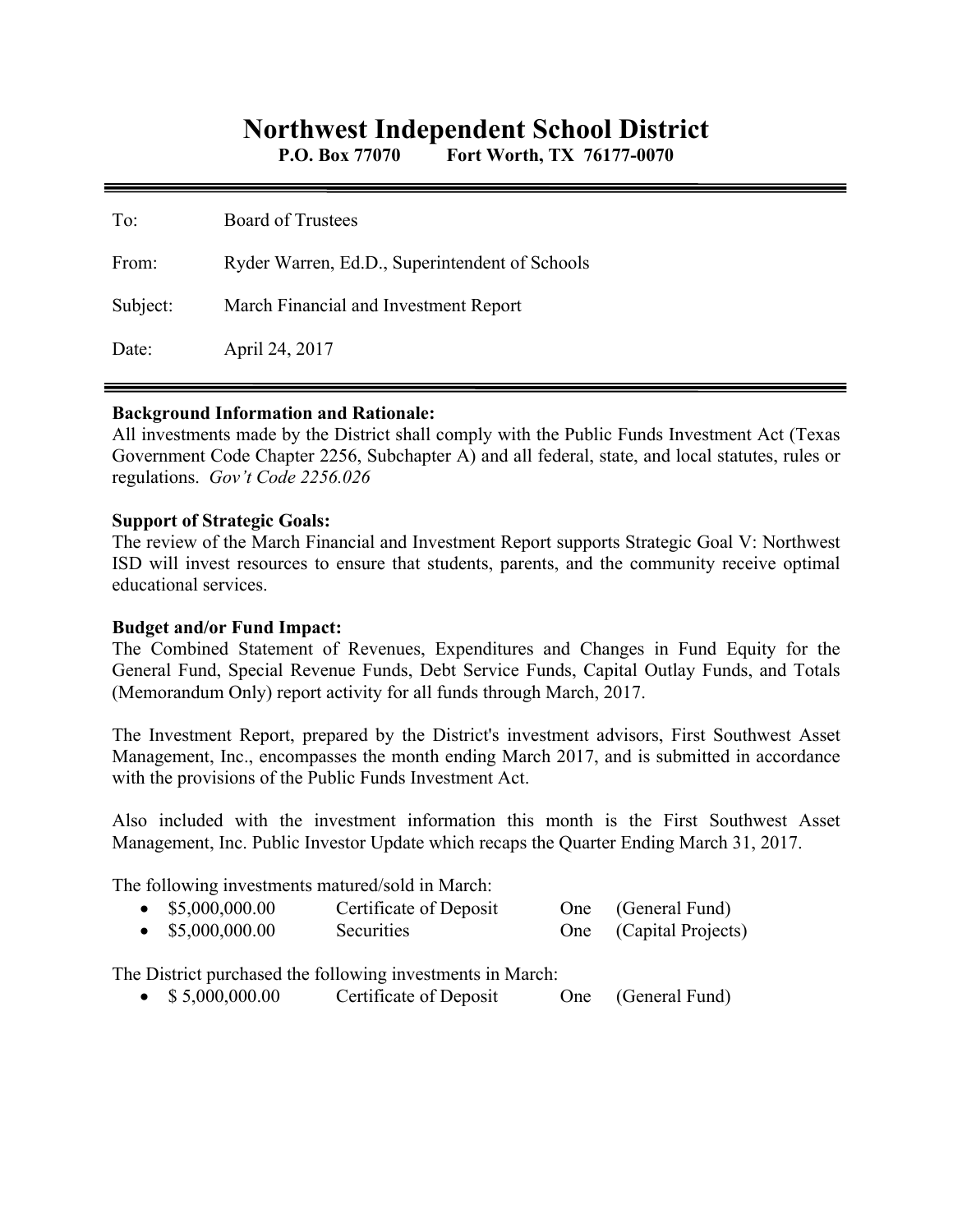# Northwest Independent School District

**P.O. Box 77070 Fort Worth, TX 76177-0070**

---

To: Board of Trustees

From: Ryder Warren, Ed.D., Superintendent of Schools

Subject: March Financial and Investment Report

Date: April 24, 2017

---

**Background Information and Rationale:**
All investments made by the District shall comply with the Public Funds Investment Act (Texas Government Code Chapter 2256, Subchapter A) and all federal, state, and local statutes, rules or regulations. *Gov't Code 2256.026*

**Support of Strategic Goals:**
The review of the March Financial and Investment Report supports Strategic Goal V: Northwest ISD will invest resources to ensure that students, parents, and the community receive optimal educational services.

**Budget and/or Fund Impact:**
The Combined Statement of Revenues, Expenditures and Changes in Fund Equity for the General Fund, Special Revenue Funds, Debt Service Funds, Capital Outlay Funds, and Totals (Memorandum Only) report activity for all funds through March, 2017.

The Investment Report, prepared by the District's investment advisors, First Southwest Asset Management, Inc., encompasses the month ending March 2017, and is submitted in accordance with the provisions of the Public Funds Investment Act.

Also included with the investment information this month is the First Southwest Asset Management, Inc. Public Investor Update which recaps the Quarter Ending March 31, 2017.

The following investments matured/sold in March:

- $5,000,000.00 Certificate of Deposit One (General Fund)
- $5,000,000.00 Securities One (Capital Projects)

The District purchased the following investments in March:

- $ 5,000,000.00 Certificate of Deposit One (General Fund)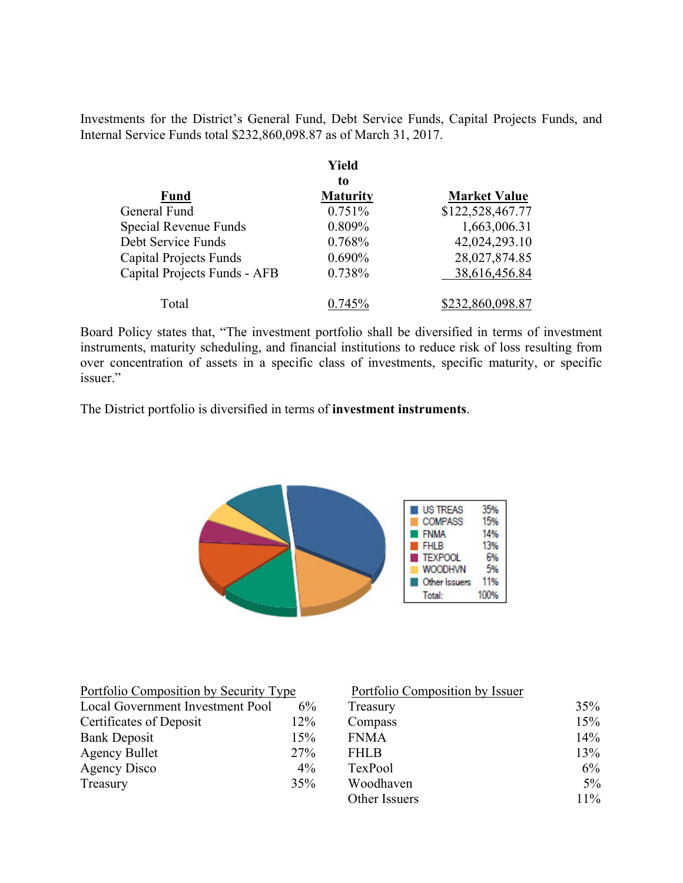Investments for the District's General Fund, Debt Service Funds, Capital Projects Funds, and Internal Service Funds total $232,860,098.87 as of March 31, 2017.

| Fund | Yield to Maturity | Market Value |
|---|---|---|
| General Fund | 0.751% | $122,528,467.77 |
| Special Revenue Funds | 0.809% | 1,663,006.31 |
| Debt Service Funds | 0.768% | 42,024,293.10 |
| Capital Projects Funds | 0.690% | 28,027,874.85 |
| Capital Projects Funds - AFB | 0.738% | 38,616,456.84 |
| Total | 0.745% | $232,860,098.87 |

Board Policy states that, "The investment portfolio shall be diversified in terms of investment instruments, maturity scheduling, and financial institutions to reduce risk of loss resulting from over concentration of assets in a specific class of investments, specific maturity, or specific issuer."

The District portfolio is diversified in terms of **investment instruments**.

| | |
|---|---|
| US TREAS | 35% |
| COMPASS | 15% |
| FNMA | 14% |
| FHLB | 13% |
| TEXPOOL | 6% |
| WOODHVN | 5% |
| Other Issuers | 11% |
| Total: | 100% |

| Portfolio Composition by Security Type | |
|---|---|
| Local Government Investment Pool | 6% |
| Certificates of Deposit | 12% |
| Bank Deposit | 15% |
| Agency Bullet | 27% |
| Agency Disco | 4% |
| Treasury | 35% |

| Portfolio Composition by Issuer | |
|---|---|
| Treasury | 35% |
| Compass | 15% |
| FNMA | 14% |
| FHLB | 13% |
| TexPool | 6% |
| Woodhaven | 5% |
| Other Issuers | 11% |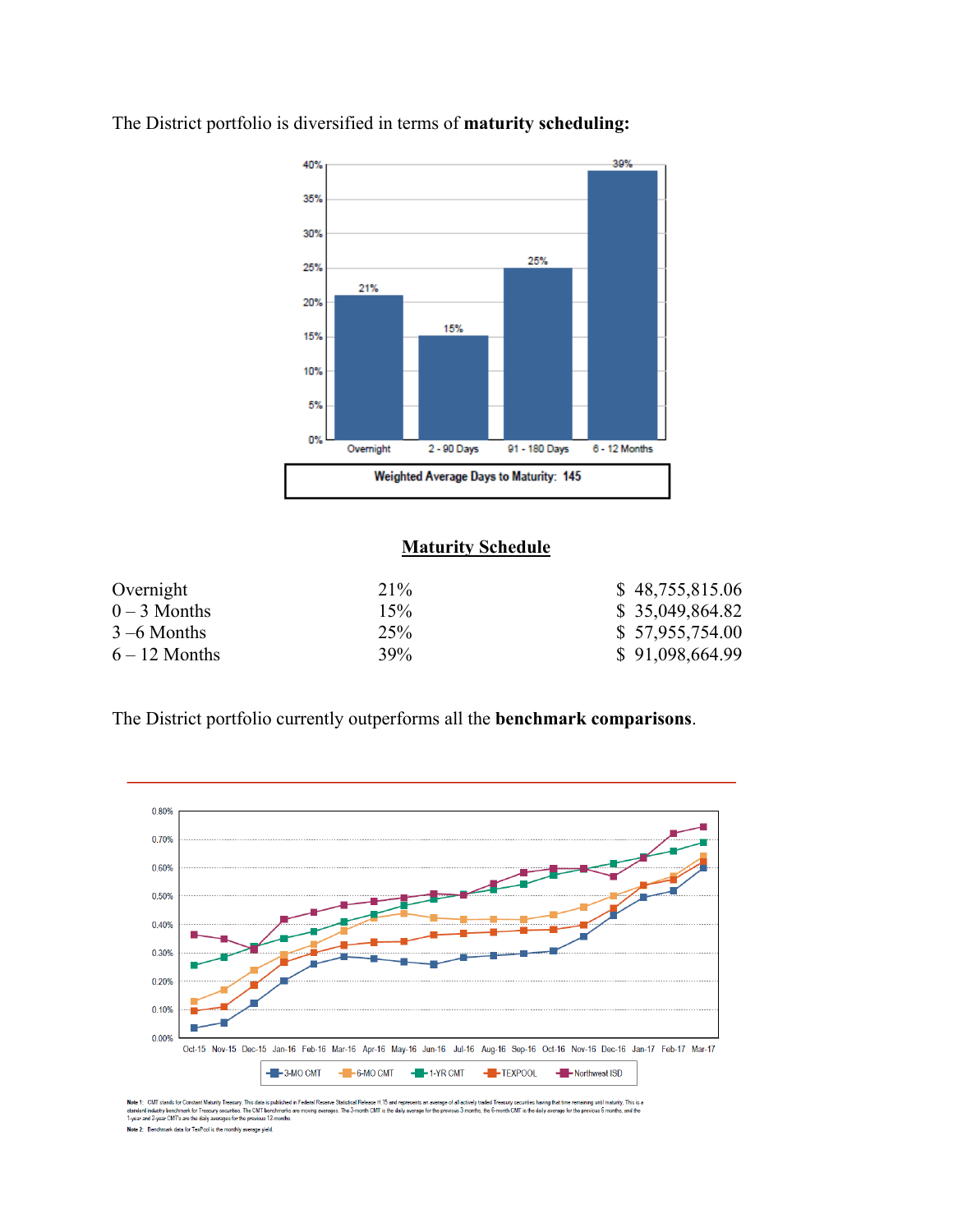The District portfolio is diversified in terms of **maturity scheduling:**

Weighted Average Days to Maturity: 145

## Maturity Schedule

| | | |
|---|---|---|
| Overnight | 21% | $ 48,755,815.06 |
| 0 – 3 Months | 15% | $ 35,049,864.82 |
| 3 –6 Months | 25% | $ 57,955,754.00 |
| 6 – 12 Months | 39% | $ 91,098,664.99 |

The District portfolio currently outperforms all the **benchmark comparisons**.

**Note 1:** CMT stands for Constant Maturity Treasury. This data is published in Federal Reserve Statistical Release H.15 and represents an average of all actively traded Treasury securities having that time remaining until maturity. This is a standard industry benchmark for Treasury securities. The CMT benchmarks are moving averages. The 3-month CMT is the daily average for the previous 3 months, the 6-month CMT is the daily average for the previous 6 months, and the 1-year and 2-year CMT's are the daily averages for the previous 12-months.

**Note 2:** Benchmark data for TexPool is the monthly average yield.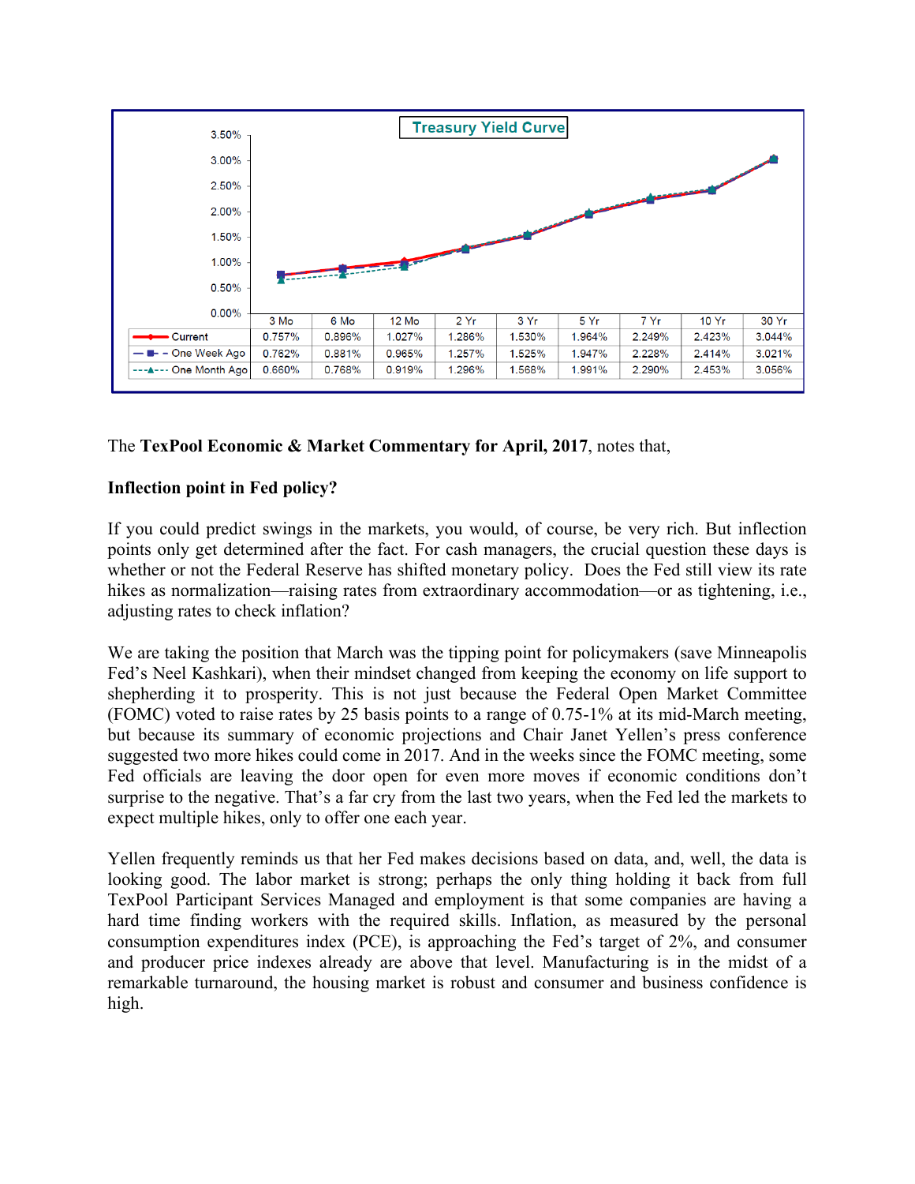**Treasury Yield Curve**

| | 3 Mo | 6 Mo | 12 Mo | 2 Yr | 3 Yr | 5 Yr | 7 Yr | 10 Yr | 30 Yr |
|---|---|---|---|---|---|---|---|---|---|
| Current | 0.757% | 0.896% | 1.027% | 1.286% | 1.530% | 1.964% | 2.249% | 2.423% | 3.044% |
| One Week Ago | 0.762% | 0.881% | 0.965% | 1.257% | 1.525% | 1.947% | 2.228% | 2.414% | 3.021% |
| One Month Ago | 0.660% | 0.768% | 0.919% | 1.296% | 1.568% | 1.991% | 2.290% | 2.453% | 3.056% |

The **TexPool Economic & Market Commentary for April, 2017**, notes that,

**Inflection point in Fed policy?**

If you could predict swings in the markets, you would, of course, be very rich. But inflection points only get determined after the fact. For cash managers, the crucial question these days is whether or not the Federal Reserve has shifted monetary policy. Does the Fed still view its rate hikes as normalization—raising rates from extraordinary accommodation—or as tightening, i.e., adjusting rates to check inflation?

We are taking the position that March was the tipping point for policymakers (save Minneapolis Fed's Neel Kashkari), when their mindset changed from keeping the economy on life support to shepherding it to prosperity. This is not just because the Federal Open Market Committee (FOMC) voted to raise rates by 25 basis points to a range of 0.75-1% at its mid-March meeting, but because its summary of economic projections and Chair Janet Yellen's press conference suggested two more hikes could come in 2017. And in the weeks since the FOMC meeting, some Fed officials are leaving the door open for even more moves if economic conditions don't surprise to the negative. That's a far cry from the last two years, when the Fed led the markets to expect multiple hikes, only to offer one each year.

Yellen frequently reminds us that her Fed makes decisions based on data, and, well, the data is looking good. The labor market is strong; perhaps the only thing holding it back from full TexPool Participant Services Managed and employment is that some companies are having a hard time finding workers with the required skills. Inflation, as measured by the personal consumption expenditures index (PCE), is approaching the Fed's target of 2%, and consumer and producer price indexes already are above that level. Manufacturing is in the midst of a remarkable turnaround, the housing market is robust and consumer and business confidence is high.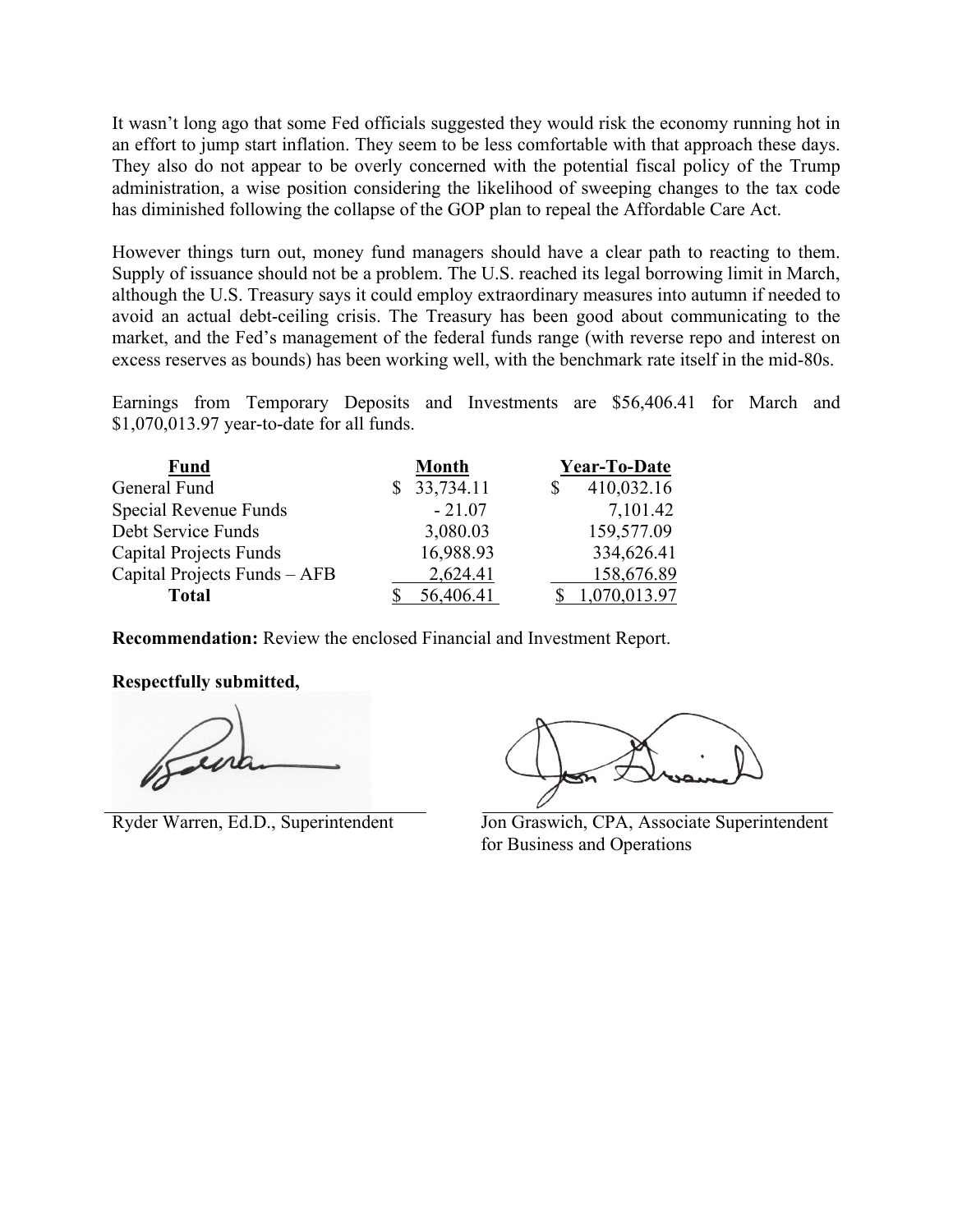It wasn't long ago that some Fed officials suggested they would risk the economy running hot in an effort to jump start inflation. They seem to be less comfortable with that approach these days. They also do not appear to be overly concerned with the potential fiscal policy of the Trump administration, a wise position considering the likelihood of sweeping changes to the tax code has diminished following the collapse of the GOP plan to repeal the Affordable Care Act.

However things turn out, money fund managers should have a clear path to reacting to them. Supply of issuance should not be a problem. The U.S. reached its legal borrowing limit in March, although the U.S. Treasury says it could employ extraordinary measures into autumn if needed to avoid an actual debt-ceiling crisis. The Treasury has been good about communicating to the market, and the Fed's management of the federal funds range (with reverse repo and interest on excess reserves as bounds) has been working well, with the benchmark rate itself in the mid-80s.

Earnings from Temporary Deposits and Investments are $56,406.41 for March and $1,070,013.97 year-to-date for all funds.

| Fund | Month | Year-To-Date |
|---|---|---|
| General Fund | $ 33,734.11 | $ 410,032.16 |
| Special Revenue Funds | - 21.07 | 7,101.42 |
| Debt Service Funds | 3,080.03 | 159,577.09 |
| Capital Projects Funds | 16,988.93 | 334,626.41 |
| Capital Projects Funds – AFB | 2,624.41 | 158,676.89 |
| **Total** | $ 56,406.41 | $ 1,070,013.97 |

**Recommendation:** Review the enclosed Financial and Investment Report.

**Respectfully submitted,**

Ryder Warren, Ed.D., Superintendent

Jon Graswich, CPA, Associate Superintendent for Business and Operations